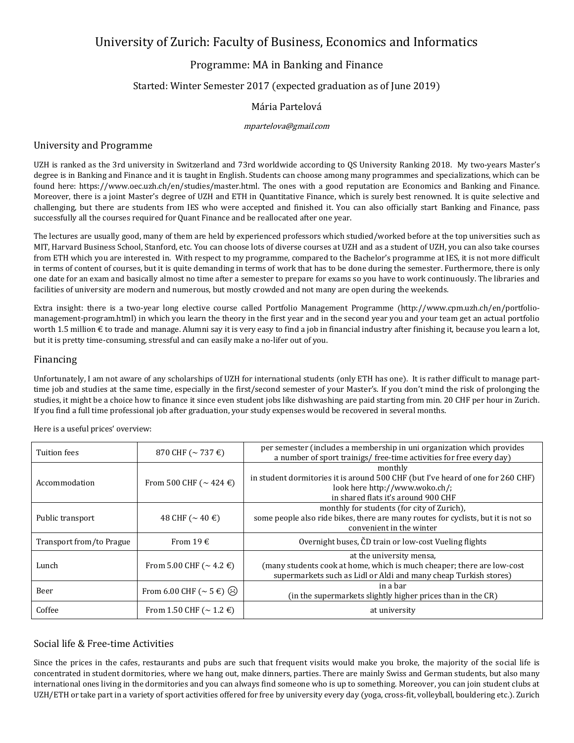# University of Zurich: Faculty of Business, Economics and Informatics

## Programme: MA in Banking and Finance

### Started: Winter Semester 2017 (expected graduation as of June 2019)

### Mária Partelová

*mpartelova@gmail.com*

## University and Programme

UZH is ranked as the 3rd university in Switzerland and 73rd worldwide according to QS University Ranking 2018. My two-years Master's degree is in Banking and Finance and it is taught in English. Students can choose among many programmes and specializations, which can be found here: https://www.oec.uzh.ch/en/studies/master.html. The ones with a good reputation are Economics and Banking and Finance. Moreover, there is a joint Master's degree of UZH and ETH in Quantitative Finance, which is surely best renowned. It is quite selective and challenging, but there are students from IES who were accepted and finished it. You can also officially start Banking and Finance, pass successfully all the courses required for Quant Finance and be reallocated after one year.

The lectures are usually good, many of them are held by experienced professors which studied/worked before at the top universities such as MIT, Harvard Business School, Stanford, etc. You can choose lots of diverse courses at UZH and as a student of UZH, you can also take courses from ETH which you are interested in. With respect to my programme, compared to the Bachelor's programme at IES, it is not more difficult in terms of content of courses, but it is quite demanding in terms of work that has to be done during the semester. Furthermore, there is only one date for an exam and basically almost no time after a semester to prepare for exams so you have to work continuously. The libraries and facilities of university are modern and numerous, but mostly crowded and not many are open during the weekends.

Extra insight: there is a two-year long elective course called Portfolio Management Programme (http://www.cpm.uzh.ch/en/portfolio-management-program.html) in which you learn the theory in the first year and in the second year you and your team get an actual portfolio worth 1.5 million € to trade and manage. Alumni say it is very easy to find a job in financial industry after finishing it, because you learn a lot, but it is pretty time-consuming, stressful and can easily make a no-lifer out of you.

## Financing

Unfortunately, I am not aware of any scholarships of UZH for international students (only ETH has one). It is rather difficult to manage part-time job and studies at the same time, especially in the first/second semester of your Master's. If you don't mind the risk of prolonging the studies, it might be a choice how to finance it since even student jobs like dishwashing are paid starting from min. 20 CHF per hour in Zurich. If you find a full time professional job after graduation, your study expenses would be recovered in several months.

Here is a useful prices' overview:

| | | |
|---|---|---|
| Tuition fees | 870 CHF (~ 737 €) | per semester (includes a membership in uni organization which provides a number of sport trainigs/ free-time activities for free every day) |
| Accommodation | From 500 CHF (~ 424 €) | monthly<br>in student dormitories it is around 500 CHF (but I've heard of one for 260 CHF) look here http://www.woko.ch/;<br>in shared flats it's around 900 CHF |
| Public transport | 48 CHF (~ 40 €) | monthly for students (for city of Zurich),<br>some people also ride bikes, there are many routes for cyclists, but it is not so convenient in the winter |
| Transport from/to Prague | From 19 € | Overnight buses, ČD train or low-cost Vueling flights |
| Lunch | From 5.00 CHF (~ 4.2 €) | at the university mensa,<br>(many students cook at home, which is much cheaper; there are low-cost supermarkets such as Lidl or Aldi and many cheap Turkish stores) |
| Beer | From 6.00 CHF (~ 5 €) ☹ | in a bar<br>(in the supermarkets slightly higher prices than in the CR) |
| Coffee | From 1.50 CHF (~ 1.2 €) | at university |

## Social life & Free-time Activities

Since the prices in the cafes, restaurants and pubs are such that frequent visits would make you broke, the majority of the social life is concentrated in student dormitories, where we hang out, make dinners, parties. There are mainly Swiss and German students, but also many international ones living in the dormitories and you can always find someone who is up to something. Moreover, you can join student clubs at UZH/ETH or take part in a variety of sport activities offered for free by university every day (yoga, cross-fit, volleyball, bouldering etc.). Zurich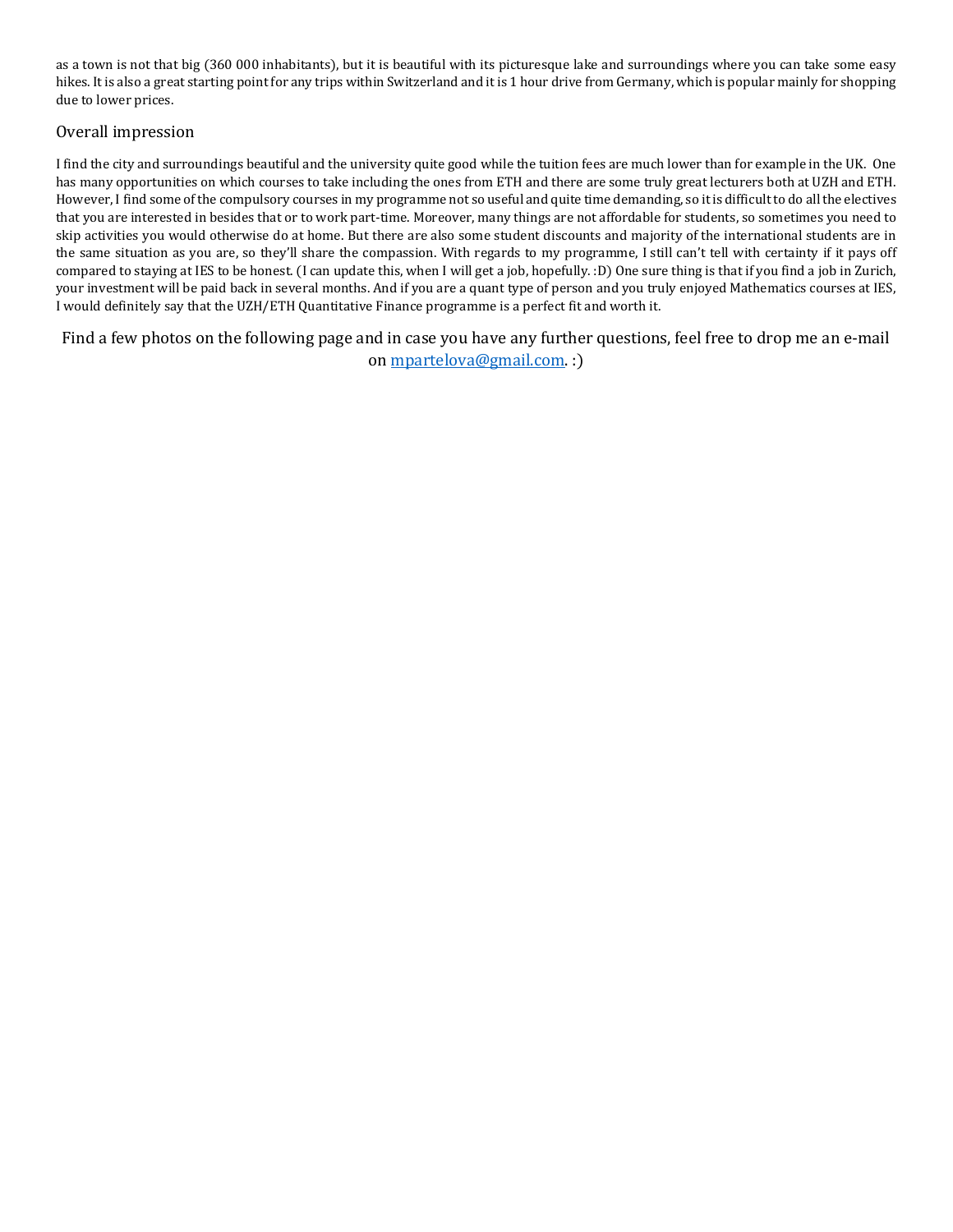as a town is not that big (360 000 inhabitants), but it is beautiful with its picturesque lake and surroundings where you can take some easy hikes. It is also a great starting point for any trips within Switzerland and it is 1 hour drive from Germany, which is popular mainly for shopping due to lower prices.

## Overall impression

I find the city and surroundings beautiful and the university quite good while the tuition fees are much lower than for example in the UK. One has many opportunities on which courses to take including the ones from ETH and there are some truly great lecturers both at UZH and ETH. However, I find some of the compulsory courses in my programme not so useful and quite time demanding, so it is difficult to do all the electives that you are interested in besides that or to work part-time. Moreover, many things are not affordable for students, so sometimes you need to skip activities you would otherwise do at home. But there are also some student discounts and majority of the international students are in the same situation as you are, so they'll share the compassion. With regards to my programme, I still can't tell with certainty if it pays off compared to staying at IES to be honest. (I can update this, when I will get a job, hopefully. :D) One sure thing is that if you find a job in Zurich, your investment will be paid back in several months. And if you are a quant type of person and you truly enjoyed Mathematics courses at IES, I would definitely say that the UZH/ETH Quantitative Finance programme is a perfect fit and worth it.

Find a few photos on the following page and in case you have any further questions, feel free to drop me an e-mail on mpartelova@gmail.com. :)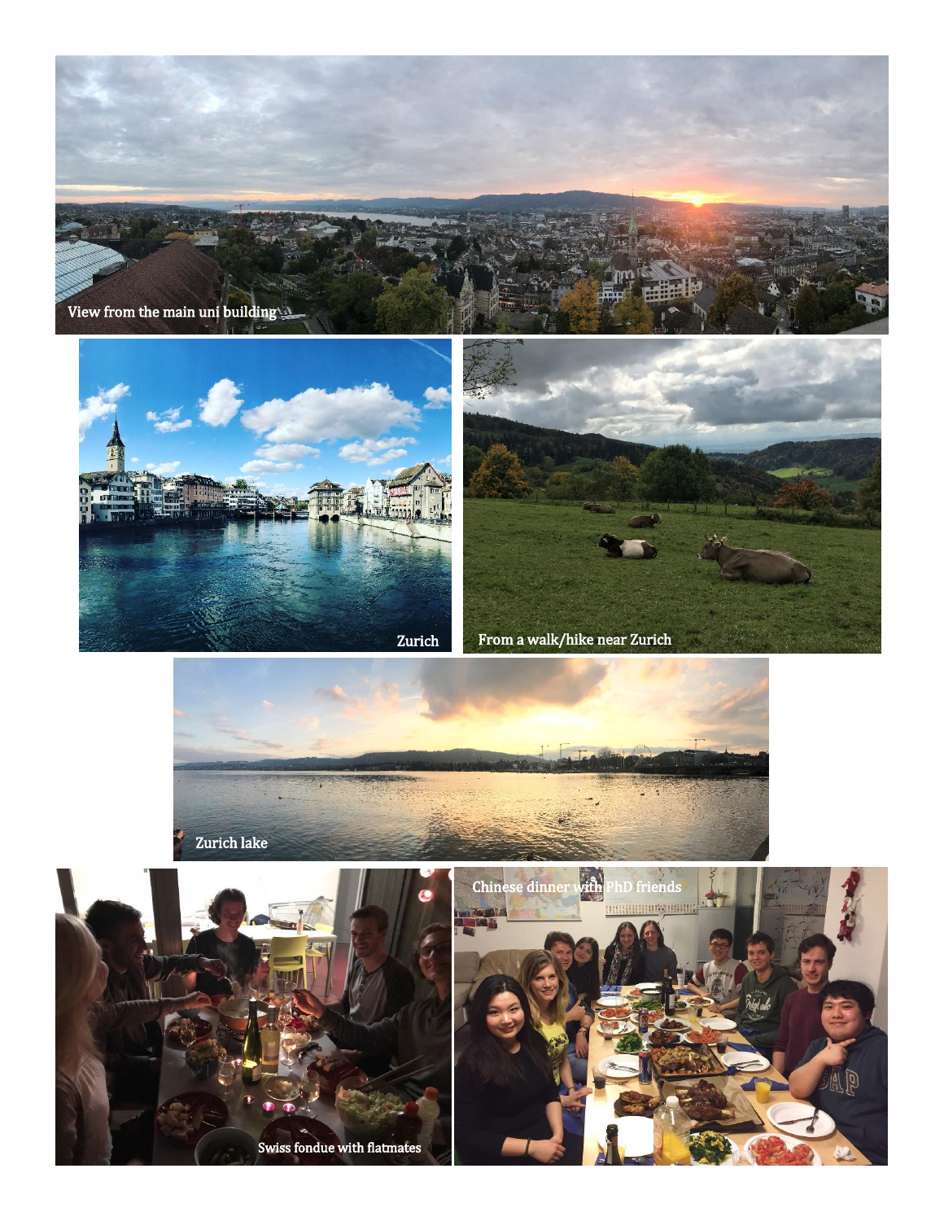View from the main uni building

Zurich

From a walk/hike near Zurich

Zurich lake

Swiss fondue with flatmates

Chinese dinner with PhD friends